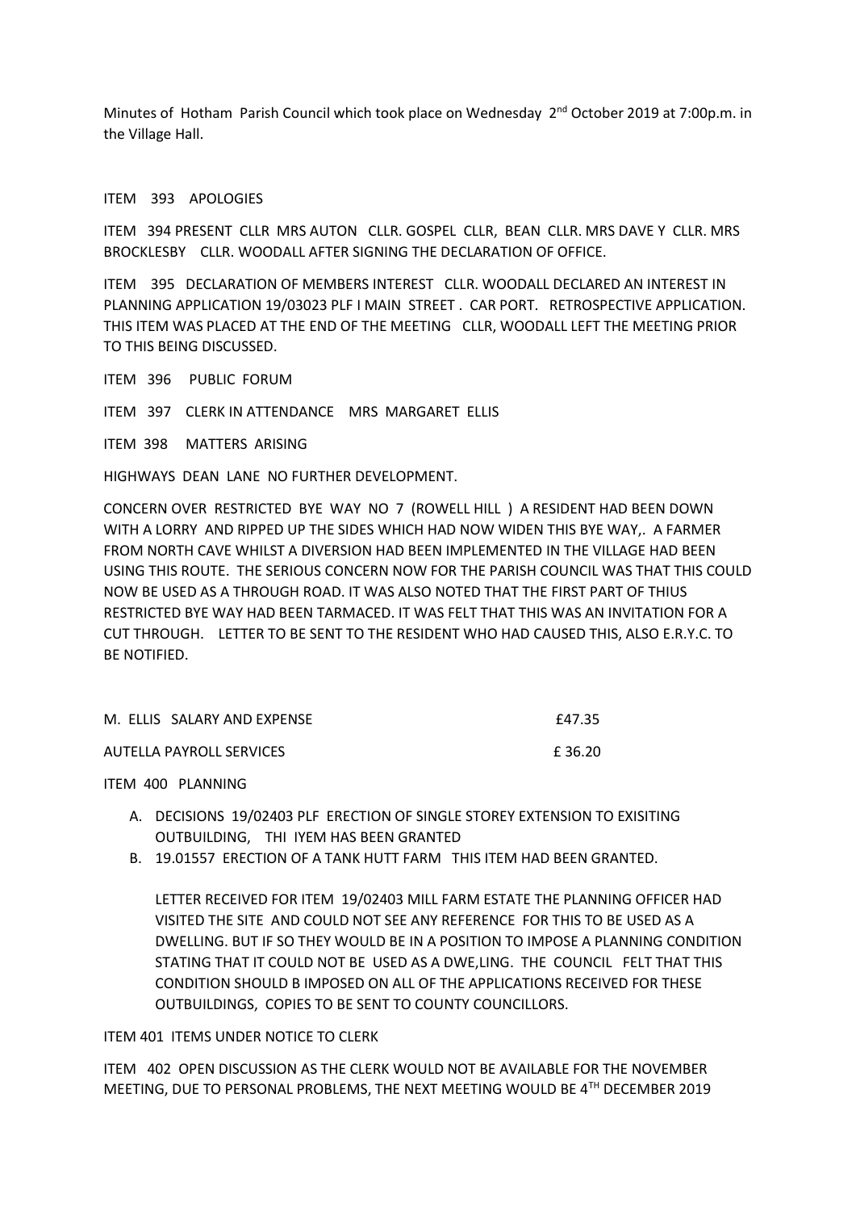Minutes of Hotham Parish Council which took place on Wednesday 2nd October 2019 at 7:00p.m. in the Village Hall.

ITEM 393 APOLOGIES

ITEM 394 PRESENT CLLR MRS AUTON CLLR. GOSPEL CLLR, BEAN CLLR. MRS DAVE Y CLLR. MRS BROCKLESBY CLLR. WOODALL AFTER SIGNING THE DECLARATION OF OFFICE.

ITEM 395 DECLARATION OF MEMBERS INTEREST CLLR. WOODALL DECLARED AN INTEREST IN PLANNING APPLICATION 19/03023 PLF I MAIN STREET . CAR PORT. RETROSPECTIVE APPLICATION. THIS ITEM WAS PLACED AT THE END OF THE MEETING CLLR, WOODALL LEFT THE MEETING PRIOR TO THIS BEING DISCUSSED.

ITEM 396 PUBLIC FORUM

ITEM 397 CLERK IN ATTENDANCE MRS MARGARET ELLIS

ITEM 398 MATTERS ARISING

HIGHWAYS DEAN LANE NO FURTHER DEVELOPMENT.

CONCERN OVER RESTRICTED BYE WAY NO 7 (ROWELL HILL ) A RESIDENT HAD BEEN DOWN WITH A LORRY AND RIPPED UP THE SIDES WHICH HAD NOW WIDEN THIS BYE WAY,. A FARMER FROM NORTH CAVE WHILST A DIVERSION HAD BEEN IMPLEMENTED IN THE VILLAGE HAD BEEN USING THIS ROUTE. THE SERIOUS CONCERN NOW FOR THE PARISH COUNCIL WAS THAT THIS COULD NOW BE USED AS A THROUGH ROAD. IT WAS ALSO NOTED THAT THE FIRST PART OF THIUS RESTRICTED BYE WAY HAD BEEN TARMACED. IT WAS FELT THAT THIS WAS AN INVITATION FOR A CUT THROUGH. LETTER TO BE SENT TO THE RESIDENT WHO HAD CAUSED THIS, ALSO E.R.Y.C. TO BE NOTIFIED.

| | |
|---|---|
| M. ELLIS SALARY AND EXPENSE | £47.35 |
| AUTELLA PAYROLL SERVICES | £ 36.20 |

ITEM 400 PLANNING

A. DECISIONS 19/02403 PLF ERECTION OF SINGLE STOREY EXTENSION TO EXISITING OUTBUILDING, THI IYEM HAS BEEN GRANTED
B. 19.01557 ERECTION OF A TANK HUTT FARM THIS ITEM HAD BEEN GRANTED.

LETTER RECEIVED FOR ITEM 19/02403 MILL FARM ESTATE THE PLANNING OFFICER HAD VISITED THE SITE AND COULD NOT SEE ANY REFERENCE FOR THIS TO BE USED AS A DWELLING. BUT IF SO THEY WOULD BE IN A POSITION TO IMPOSE A PLANNING CONDITION STATING THAT IT COULD NOT BE USED AS A DWE,LING. THE COUNCIL FELT THAT THIS CONDITION SHOULD B IMPOSED ON ALL OF THE APPLICATIONS RECEIVED FOR THESE OUTBUILDINGS, COPIES TO BE SENT TO COUNTY COUNCILLORS.

ITEM 401 ITEMS UNDER NOTICE TO CLERK

ITEM 402 OPEN DISCUSSION AS THE CLERK WOULD NOT BE AVAILABLE FOR THE NOVEMBER MEETING, DUE TO PERSONAL PROBLEMS, THE NEXT MEETING WOULD BE 4TH DECEMBER 2019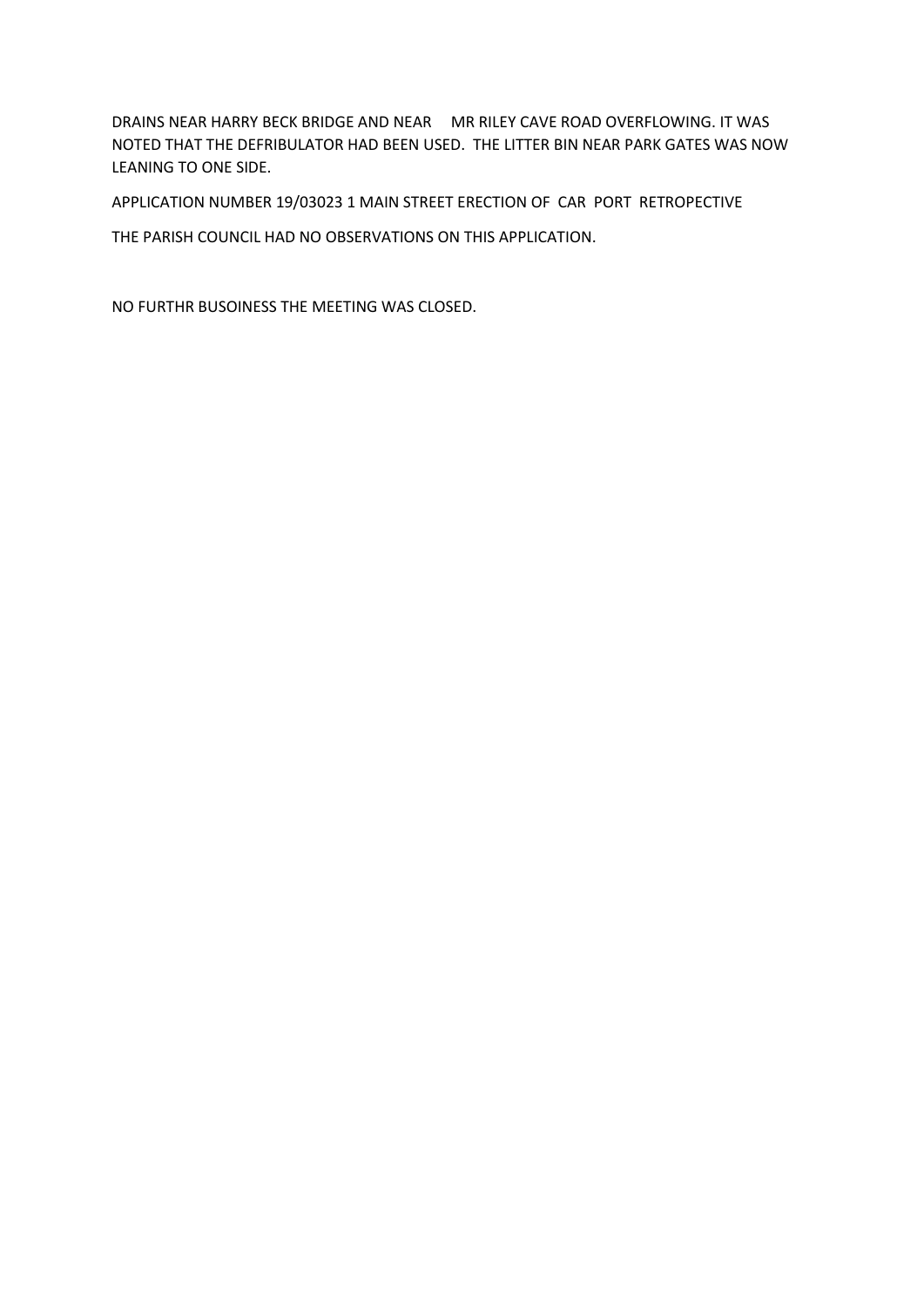DRAINS NEAR HARRY BECK BRIDGE AND NEAR MR RILEY CAVE ROAD OVERFLOWING. IT WAS NOTED THAT THE DEFRIBULATOR HAD BEEN USED. THE LITTER BIN NEAR PARK GATES WAS NOW LEANING TO ONE SIDE.

APPLICATION NUMBER 19/03023 1 MAIN STREET ERECTION OF CAR PORT RETROPECTIVE

THE PARISH COUNCIL HAD NO OBSERVATIONS ON THIS APPLICATION.

NO FURTHR BUSOINESS THE MEETING WAS CLOSED.